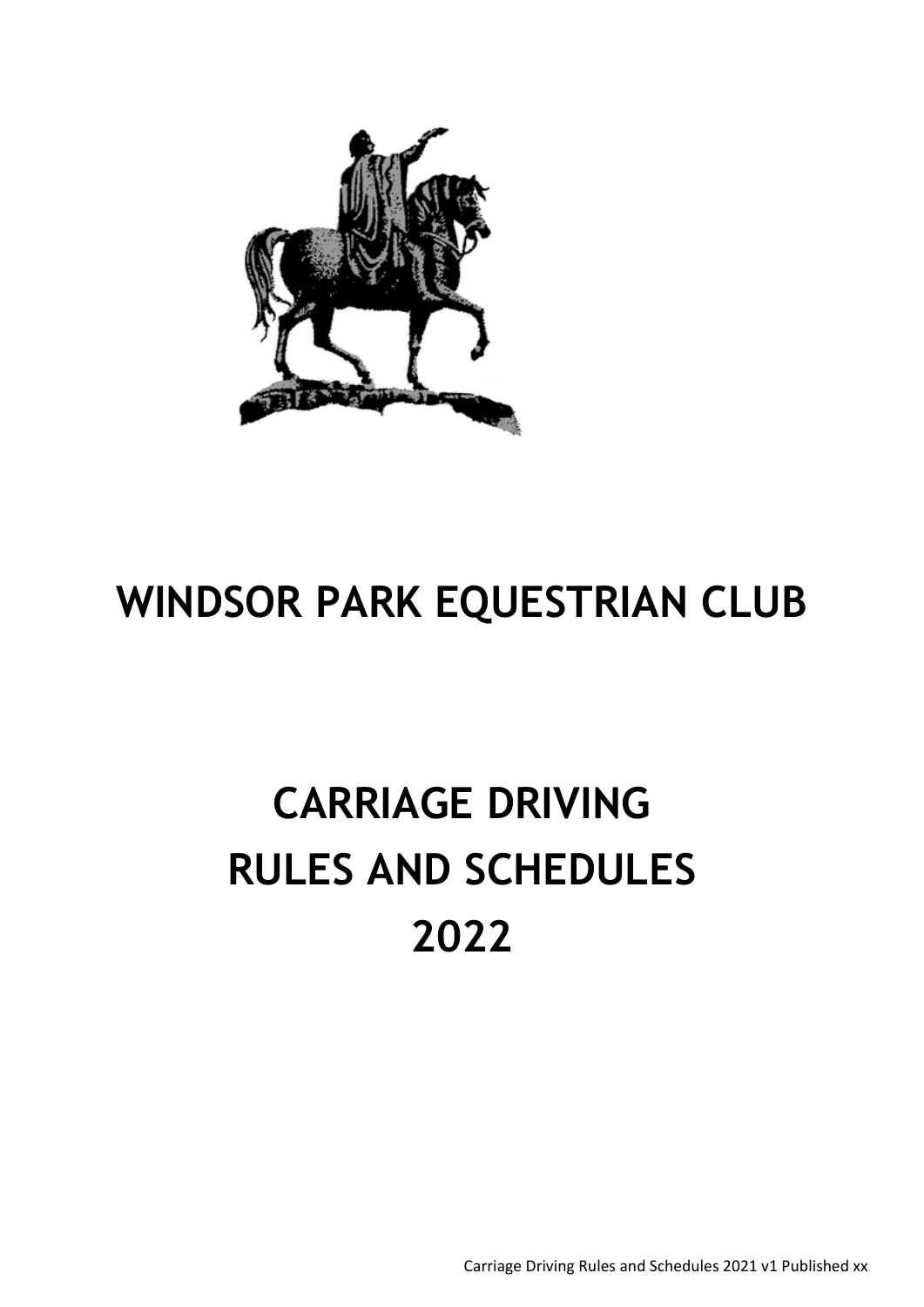# WINDSOR PARK EQUESTRIAN CLUB

# CARRIAGE DRIVING RULES AND SCHEDULES 2022

Carriage Driving Rules and Schedules 2021 v1 Published xx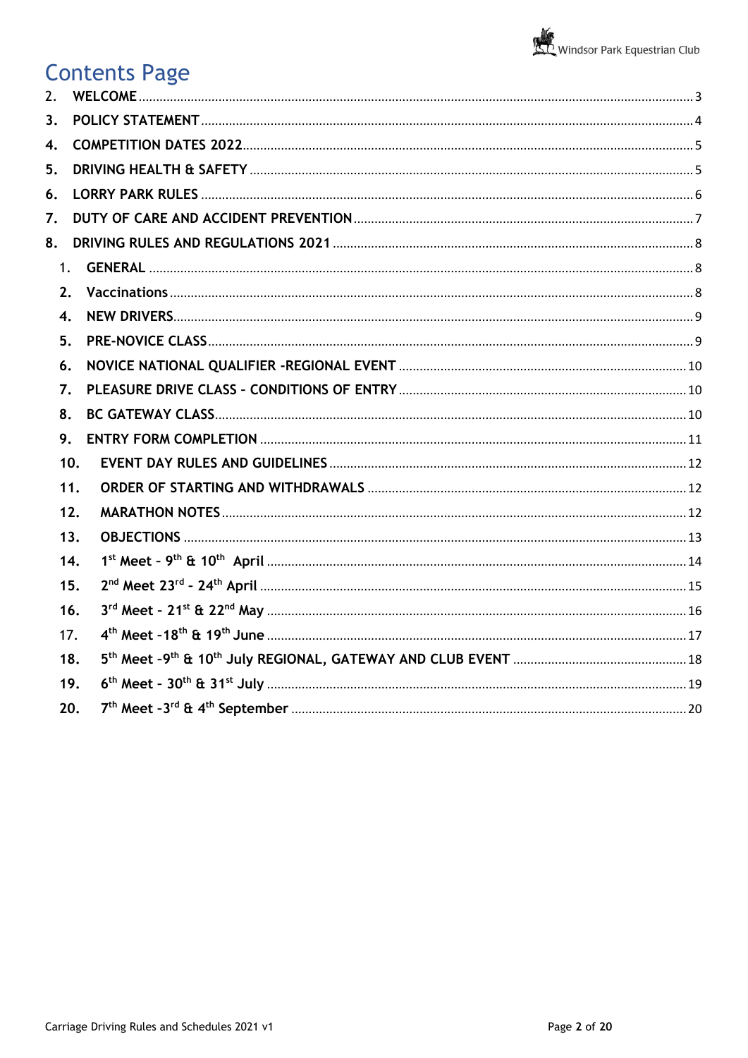# Contents Page

2. WELCOME ..... 3
3. POLICY STATEMENT ..... 4
4. COMPETITION DATES 2022 ..... 5
5. DRIVING HEALTH & SAFETY ..... 5
6. LORRY PARK RULES ..... 6
7. DUTY OF CARE AND ACCIDENT PREVENTION ..... 7
8. DRIVING RULES AND REGULATIONS 2021 ..... 8
   1. GENERAL ..... 8
   2. Vaccinations ..... 8
   4. NEW DRIVERS ..... 9
   5. PRE-NOVICE CLASS ..... 9
   6. NOVICE NATIONAL QUALIFIER -REGIONAL EVENT ..... 10
   7. PLEASURE DRIVE CLASS – CONDITIONS OF ENTRY ..... 10
   8. BC GATEWAY CLASS ..... 10
   9. ENTRY FORM COMPLETION ..... 11
   10. EVENT DAY RULES AND GUIDELINES ..... 12
   11. ORDER OF STARTING AND WITHDRAWALS ..... 12
   12. MARATHON NOTES ..... 12
   13. OBJECTIONS ..... 13
   14. 1st Meet - 9th & 10th April ..... 14
   15. 2nd Meet 23rd - 24th April ..... 15
   16. 3rd Meet - 21st & 22nd May ..... 16
   17. 4th Meet -18th & 19th June ..... 17
   18. 5th Meet -9th & 10th July REGIONAL, GATEWAY AND CLUB EVENT ..... 18
   19. 6th Meet - 30th & 31st July ..... 19
   20. 7th Meet -3rd & 4th September ..... 20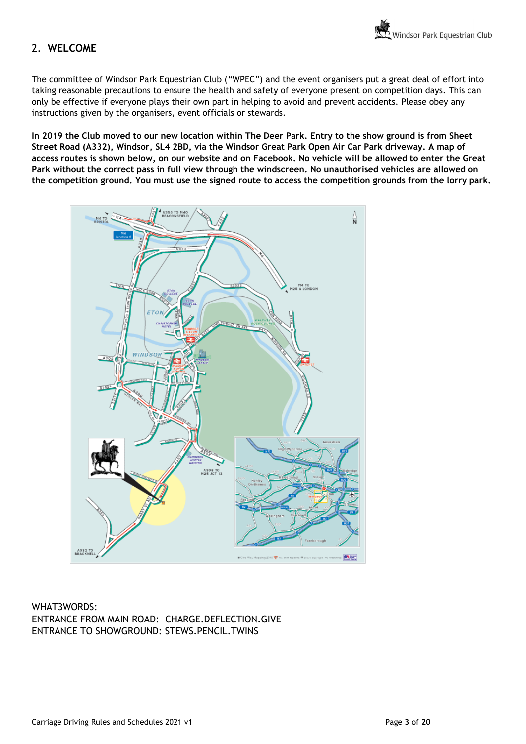## 2. WELCOME

The committee of Windsor Park Equestrian Club ("WPEC") and the event organisers put a great deal of effort into taking reasonable precautions to ensure the health and safety of everyone present on competition days. This can only be effective if everyone plays their own part in helping to avoid and prevent accidents. Please obey any instructions given by the organisers, event officials or stewards.

**In 2019 the Club moved to our new location within The Deer Park. Entry to the show ground is from Sheet Street Road (A332), Windsor, SL4 2BD, via the Windsor Great Park Open Air Car Park driveway. A map of access routes is shown below, on our website and on Facebook. No vehicle will be allowed to enter the Great Park without the correct pass in full view through the windscreen. No unauthorised vehicles are allowed on the competition ground. You must use the signed route to access the competition grounds from the lorry park.**

WHAT3WORDS:
ENTRANCE FROM MAIN ROAD: CHARGE.DEFLECTION.GIVE
ENTRANCE TO SHOWGROUND: STEWS.PENCIL.TWINS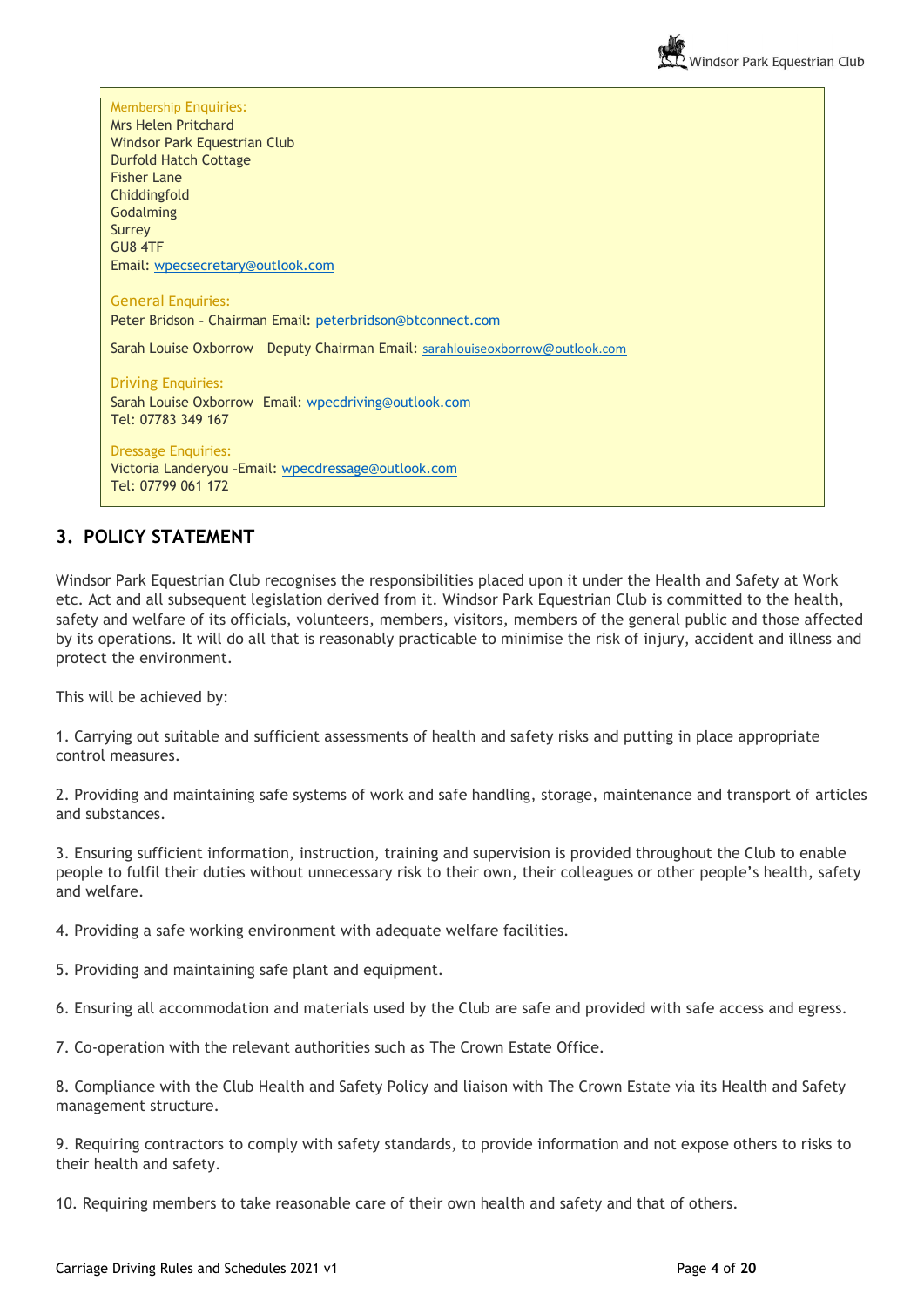Membership Enquiries:
Mrs Helen Pritchard
Windsor Park Equestrian Club
Durfold Hatch Cottage
Fisher Lane
Chiddingfold
Godalming
Surrey
GU8 4TF
Email: wpecsecretary@outlook.com

General Enquiries:
Peter Bridson – Chairman Email: peterbridson@btconnect.com

Sarah Louise Oxborrow – Deputy Chairman Email: sarahlouiseoxborrow@outlook.com

Driving Enquiries:
Sarah Louise Oxborrow –Email: wpecdriving@outlook.com
Tel: 07783 349 167

Dressage Enquiries:
Victoria Landeryou –Email: wpecdressage@outlook.com
Tel: 07799 061 172

## 3. POLICY STATEMENT

Windsor Park Equestrian Club recognises the responsibilities placed upon it under the Health and Safety at Work etc. Act and all subsequent legislation derived from it. Windsor Park Equestrian Club is committed to the health, safety and welfare of its officials, volunteers, members, visitors, members of the general public and those affected by its operations. It will do all that is reasonably practicable to minimise the risk of injury, accident and illness and protect the environment.

This will be achieved by:

1. Carrying out suitable and sufficient assessments of health and safety risks and putting in place appropriate control measures.

2. Providing and maintaining safe systems of work and safe handling, storage, maintenance and transport of articles and substances.

3. Ensuring sufficient information, instruction, training and supervision is provided throughout the Club to enable people to fulfil their duties without unnecessary risk to their own, their colleagues or other people's health, safety and welfare.

4. Providing a safe working environment with adequate welfare facilities.

5. Providing and maintaining safe plant and equipment.

6. Ensuring all accommodation and materials used by the Club are safe and provided with safe access and egress.

7. Co-operation with the relevant authorities such as The Crown Estate Office.

8. Compliance with the Club Health and Safety Policy and liaison with The Crown Estate via its Health and Safety management structure.

9. Requiring contractors to comply with safety standards, to provide information and not expose others to risks to their health and safety.

10. Requiring members to take reasonable care of their own health and safety and that of others.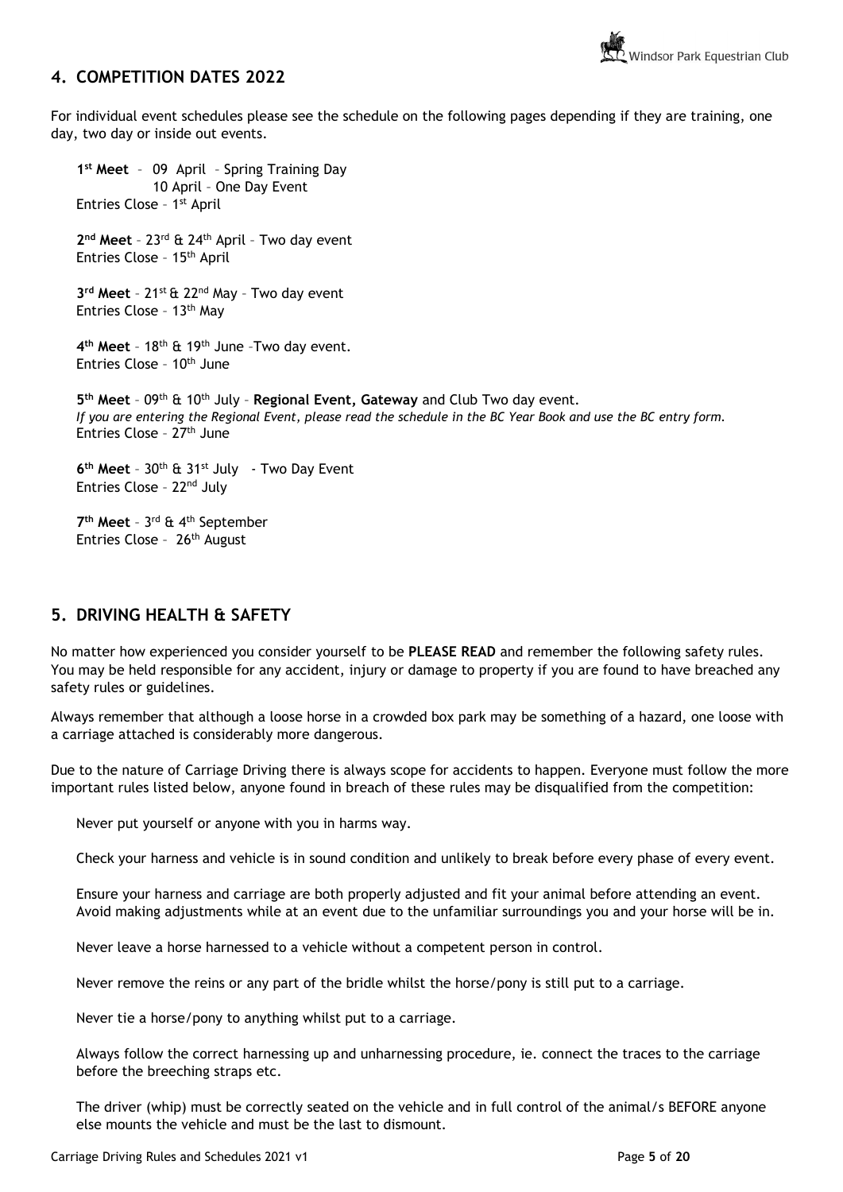## 4. COMPETITION DATES 2022

For individual event schedules please see the schedule on the following pages depending if they are training, one day, two day or inside out events.

**1st Meet** – 09 April – Spring Training Day
10 April – One Day Event
Entries Close – 1st April

**2nd Meet** – 23rd & 24th April – Two day event
Entries Close – 15th April

**3rd Meet** – 21st & 22nd May – Two day event
Entries Close – 13th May

**4th Meet** – 18th & 19th June –Two day event.
Entries Close – 10th June

**5th Meet** – 09th & 10th July – **Regional Event, Gateway** and Club Two day event.
*If you are entering the Regional Event, please read the schedule in the BC Year Book and use the BC entry form.*
Entries Close – 27th June

**6th Meet** – 30th & 31st July - Two Day Event
Entries Close – 22nd July

**7th Meet** – 3rd & 4th September
Entries Close – 26th August

## 5. DRIVING HEALTH & SAFETY

No matter how experienced you consider yourself to be **PLEASE READ** and remember the following safety rules. You may be held responsible for any accident, injury or damage to property if you are found to have breached any safety rules or guidelines.

Always remember that although a loose horse in a crowded box park may be something of a hazard, one loose with a carriage attached is considerably more dangerous.

Due to the nature of Carriage Driving there is always scope for accidents to happen. Everyone must follow the more important rules listed below, anyone found in breach of these rules may be disqualified from the competition:

Never put yourself or anyone with you in harms way.

Check your harness and vehicle is in sound condition and unlikely to break before every phase of every event.

Ensure your harness and carriage are both properly adjusted and fit your animal before attending an event. Avoid making adjustments while at an event due to the unfamiliar surroundings you and your horse will be in.

Never leave a horse harnessed to a vehicle without a competent person in control.

Never remove the reins or any part of the bridle whilst the horse/pony is still put to a carriage.

Never tie a horse/pony to anything whilst put to a carriage.

Always follow the correct harnessing up and unharnessing procedure, ie. connect the traces to the carriage before the breeching straps etc.

The driver (whip) must be correctly seated on the vehicle and in full control of the animal/s BEFORE anyone else mounts the vehicle and must be the last to dismount.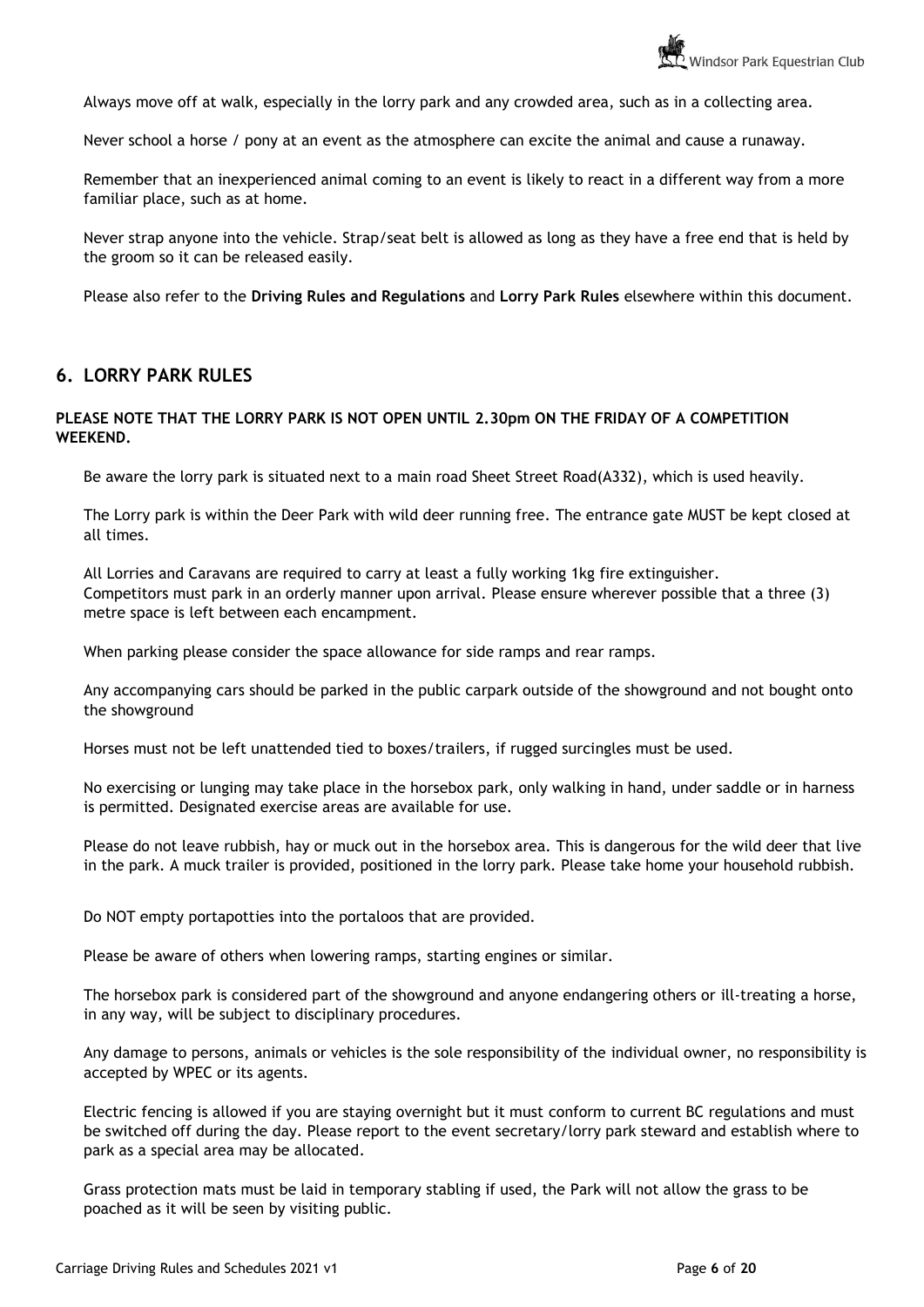Always move off at walk, especially in the lorry park and any crowded area, such as in a collecting area.

Never school a horse / pony at an event as the atmosphere can excite the animal and cause a runaway.

Remember that an inexperienced animal coming to an event is likely to react in a different way from a more familiar place, such as at home.

Never strap anyone into the vehicle. Strap/seat belt is allowed as long as they have a free end that is held by the groom so it can be released easily.

Please also refer to the **Driving Rules and Regulations** and **Lorry Park Rules** elsewhere within this document.

## 6. LORRY PARK RULES

**PLEASE NOTE THAT THE LORRY PARK IS NOT OPEN UNTIL 2.30pm ON THE FRIDAY OF A COMPETITION WEEKEND.**

Be aware the lorry park is situated next to a main road Sheet Street Road(A332), which is used heavily.

The Lorry park is within the Deer Park with wild deer running free. The entrance gate MUST be kept closed at all times.

All Lorries and Caravans are required to carry at least a fully working 1kg fire extinguisher.
Competitors must park in an orderly manner upon arrival. Please ensure wherever possible that a three (3) metre space is left between each encampment.

When parking please consider the space allowance for side ramps and rear ramps.

Any accompanying cars should be parked in the public carpark outside of the showground and not bought onto the showground

Horses must not be left unattended tied to boxes/trailers, if rugged surcingles must be used.

No exercising or lunging may take place in the horsebox park, only walking in hand, under saddle or in harness is permitted. Designated exercise areas are available for use.

Please do not leave rubbish, hay or muck out in the horsebox area. This is dangerous for the wild deer that live in the park. A muck trailer is provided, positioned in the lorry park. Please take home your household rubbish.

Do NOT empty portapotties into the portaloos that are provided.

Please be aware of others when lowering ramps, starting engines or similar.

The horsebox park is considered part of the showground and anyone endangering others or ill-treating a horse, in any way, will be subject to disciplinary procedures.

Any damage to persons, animals or vehicles is the sole responsibility of the individual owner, no responsibility is accepted by WPEC or its agents.

Electric fencing is allowed if you are staying overnight but it must conform to current BC regulations and must be switched off during the day. Please report to the event secretary/lorry park steward and establish where to park as a special area may be allocated.

Grass protection mats must be laid in temporary stabling if used, the Park will not allow the grass to be poached as it will be seen by visiting public.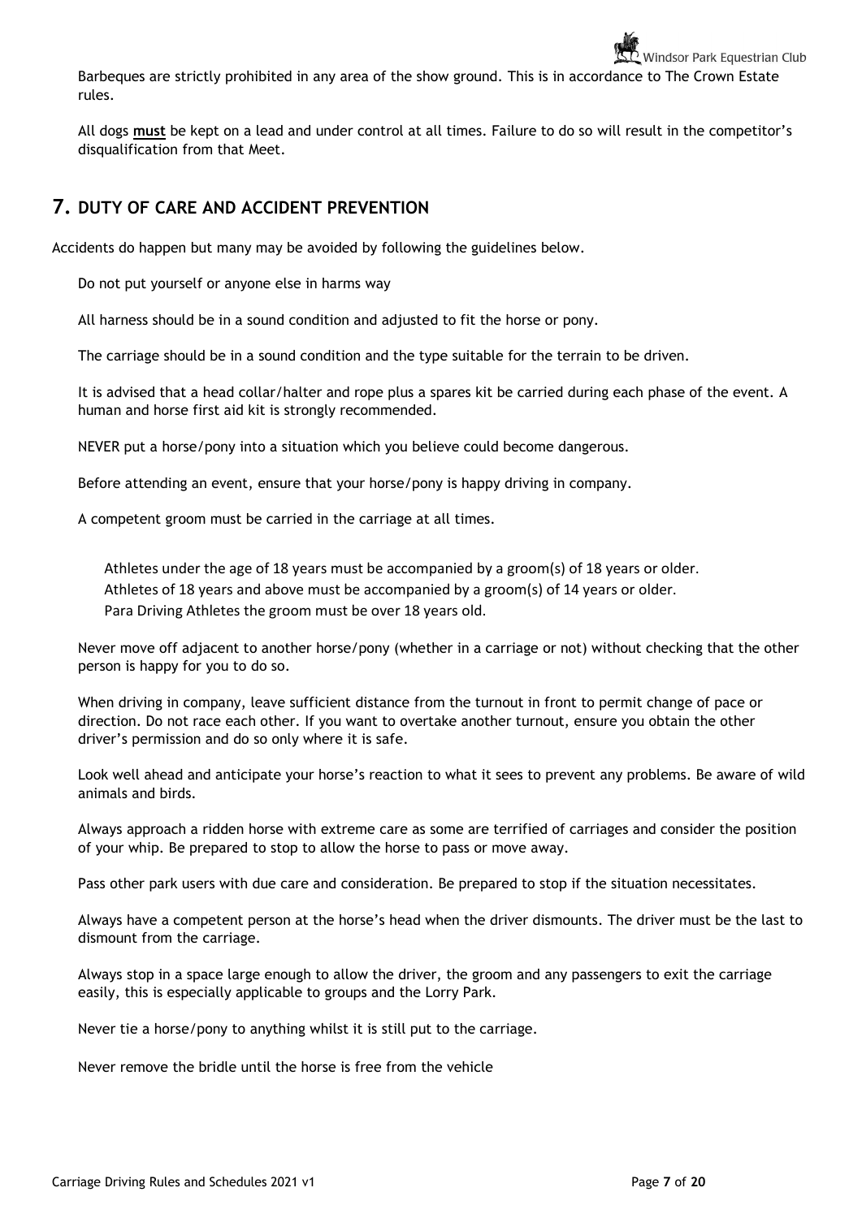Barbeques are strictly prohibited in any area of the show ground. This is in accordance to The Crown Estate rules.

All dogs **must** be kept on a lead and under control at all times. Failure to do so will result in the competitor's disqualification from that Meet.

## 7. DUTY OF CARE AND ACCIDENT PREVENTION

Accidents do happen but many may be avoided by following the guidelines below.

Do not put yourself or anyone else in harms way

All harness should be in a sound condition and adjusted to fit the horse or pony.

The carriage should be in a sound condition and the type suitable for the terrain to be driven.

It is advised that a head collar/halter and rope plus a spares kit be carried during each phase of the event. A human and horse first aid kit is strongly recommended.

NEVER put a horse/pony into a situation which you believe could become dangerous.

Before attending an event, ensure that your horse/pony is happy driving in company.

A competent groom must be carried in the carriage at all times.

Athletes under the age of 18 years must be accompanied by a groom(s) of 18 years or older.
Athletes of 18 years and above must be accompanied by a groom(s) of 14 years or older.
Para Driving Athletes the groom must be over 18 years old.

Never move off adjacent to another horse/pony (whether in a carriage or not) without checking that the other person is happy for you to do so.

When driving in company, leave sufficient distance from the turnout in front to permit change of pace or direction. Do not race each other. If you want to overtake another turnout, ensure you obtain the other driver's permission and do so only where it is safe.

Look well ahead and anticipate your horse's reaction to what it sees to prevent any problems. Be aware of wild animals and birds.

Always approach a ridden horse with extreme care as some are terrified of carriages and consider the position of your whip. Be prepared to stop to allow the horse to pass or move away.

Pass other park users with due care and consideration. Be prepared to stop if the situation necessitates.

Always have a competent person at the horse's head when the driver dismounts. The driver must be the last to dismount from the carriage.

Always stop in a space large enough to allow the driver, the groom and any passengers to exit the carriage easily, this is especially applicable to groups and the Lorry Park.

Never tie a horse/pony to anything whilst it is still put to the carriage.

Never remove the bridle until the horse is free from the vehicle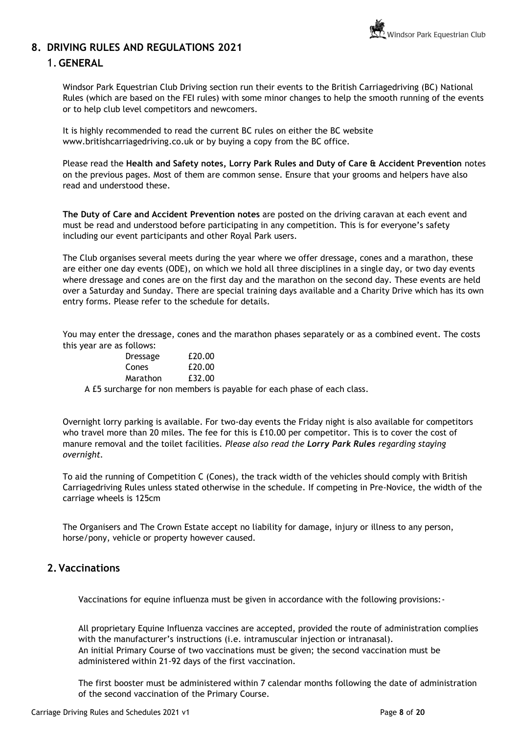## 8. DRIVING RULES AND REGULATIONS 2021

### 1. GENERAL

Windsor Park Equestrian Club Driving section run their events to the British Carriagedriving (BC) National Rules (which are based on the FEI rules) with some minor changes to help the smooth running of the events or to help club level competitors and newcomers.

It is highly recommended to read the current BC rules on either the BC website www.britishcarriagedriving.co.uk or by buying a copy from the BC office.

Please read the **Health and Safety notes, Lorry Park Rules and Duty of Care & Accident Prevention** notes on the previous pages. Most of them are common sense. Ensure that your grooms and helpers have also read and understood these.

**The Duty of Care and Accident Prevention notes** are posted on the driving caravan at each event and must be read and understood before participating in any competition. This is for everyone's safety including our event participants and other Royal Park users.

The Club organises several meets during the year where we offer dressage, cones and a marathon, these are either one day events (ODE), on which we hold all three disciplines in a single day, or two day events where dressage and cones are on the first day and the marathon on the second day. These events are held over a Saturday and Sunday. There are special training days available and a Charity Drive which has its own entry forms. Please refer to the schedule for details.

You may enter the dressage, cones and the marathon phases separately or as a combined event. The costs this year are as follows:

| | |
|---|---|
| Dressage | £20.00 |
| Cones | £20.00 |
| Marathon | £32.00 |

A £5 surcharge for non members is payable for each phase of each class.

Overnight lorry parking is available. For two-day events the Friday night is also available for competitors who travel more than 20 miles. The fee for this is £10.00 per competitor. This is to cover the cost of manure removal and the toilet facilities. *Please also read the **Lorry Park Rules** regarding staying overnight.*

To aid the running of Competition C (Cones), the track width of the vehicles should comply with British Carriagedriving Rules unless stated otherwise in the schedule. If competing in Pre-Novice, the width of the carriage wheels is 125cm

The Organisers and The Crown Estate accept no liability for damage, injury or illness to any person, horse/pony, vehicle or property however caused.

### 2. Vaccinations

Vaccinations for equine influenza must be given in accordance with the following provisions:-

All proprietary Equine Influenza vaccines are accepted, provided the route of administration complies with the manufacturer's instructions (i.e. intramuscular injection or intranasal).
An initial Primary Course of two vaccinations must be given; the second vaccination must be administered within 21-92 days of the first vaccination.

The first booster must be administered within 7 calendar months following the date of administration of the second vaccination of the Primary Course.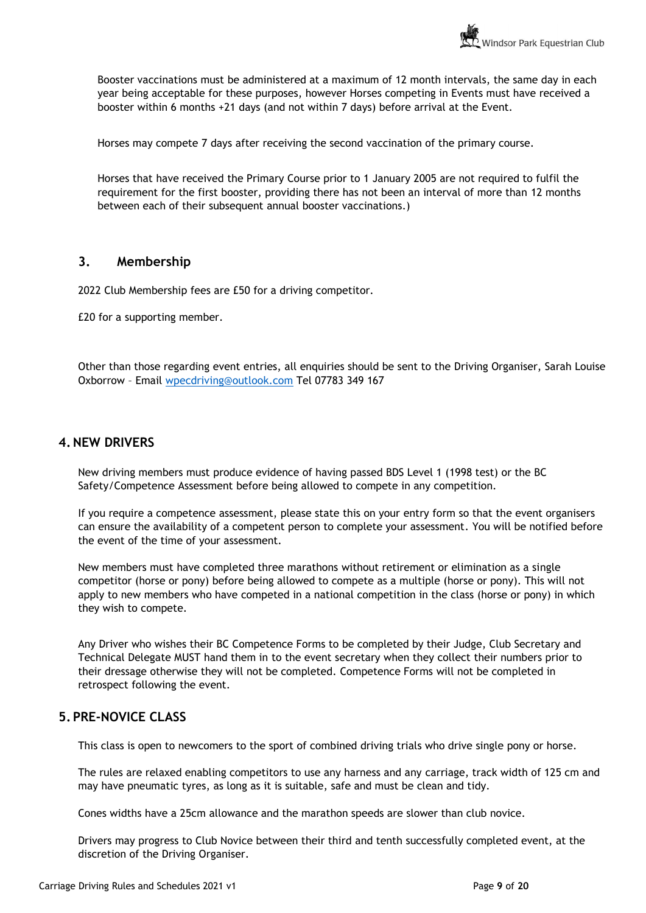Booster vaccinations must be administered at a maximum of 12 month intervals, the same day in each year being acceptable for these purposes, however Horses competing in Events must have received a booster within 6 months +21 days (and not within 7 days) before arrival at the Event.

Horses may compete 7 days after receiving the second vaccination of the primary course.

Horses that have received the Primary Course prior to 1 January 2005 are not required to fulfil the requirement for the first booster, providing there has not been an interval of more than 12 months between each of their subsequent annual booster vaccinations.)

## 3. Membership

2022 Club Membership fees are £50 for a driving competitor.

£20 for a supporting member.

Other than those regarding event entries, all enquiries should be sent to the Driving Organiser, Sarah Louise Oxborrow – Email wpecdriving@outlook.com Tel 07783 349 167

## 4. NEW DRIVERS

New driving members must produce evidence of having passed BDS Level 1 (1998 test) or the BC Safety/Competence Assessment before being allowed to compete in any competition.

If you require a competence assessment, please state this on your entry form so that the event organisers can ensure the availability of a competent person to complete your assessment. You will be notified before the event of the time of your assessment.

New members must have completed three marathons without retirement or elimination as a single competitor (horse or pony) before being allowed to compete as a multiple (horse or pony). This will not apply to new members who have competed in a national competition in the class (horse or pony) in which they wish to compete.

Any Driver who wishes their BC Competence Forms to be completed by their Judge, Club Secretary and Technical Delegate MUST hand them in to the event secretary when they collect their numbers prior to their dressage otherwise they will not be completed. Competence Forms will not be completed in retrospect following the event.

## 5. PRE-NOVICE CLASS

This class is open to newcomers to the sport of combined driving trials who drive single pony or horse.

The rules are relaxed enabling competitors to use any harness and any carriage, track width of 125 cm and may have pneumatic tyres, as long as it is suitable, safe and must be clean and tidy.

Cones widths have a 25cm allowance and the marathon speeds are slower than club novice.

Drivers may progress to Club Novice between their third and tenth successfully completed event, at the discretion of the Driving Organiser.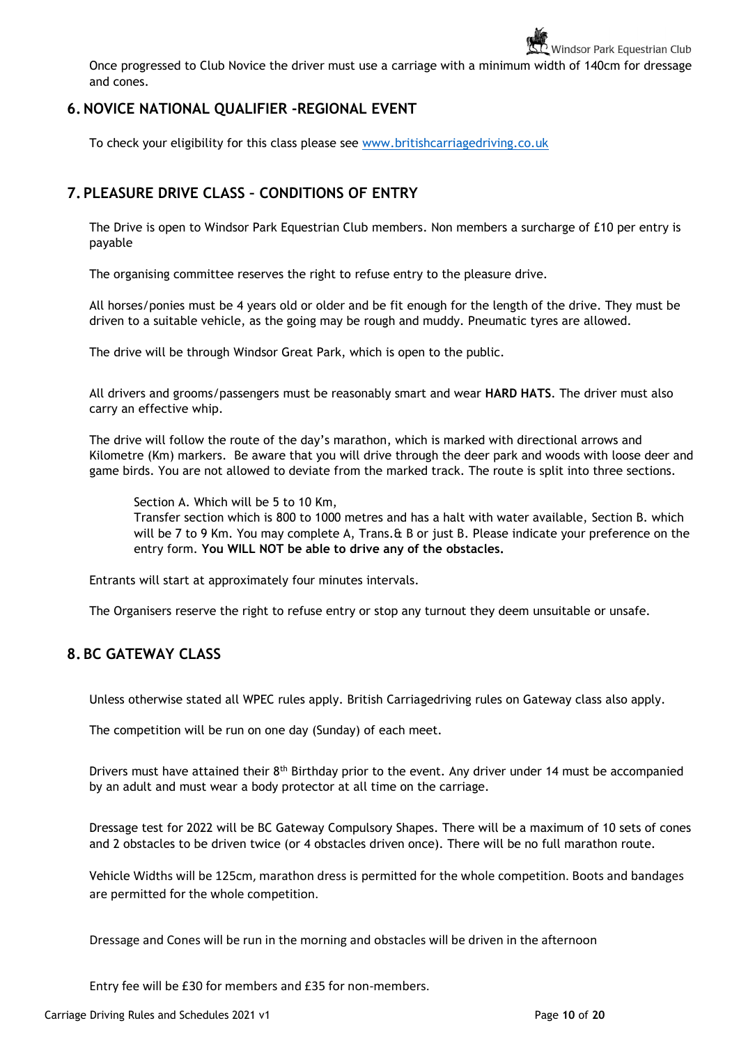Once progressed to Club Novice the driver must use a carriage with a minimum width of 140cm for dressage and cones.

## 6. NOVICE NATIONAL QUALIFIER -REGIONAL EVENT

To check your eligibility for this class please see www.britishcarriagedriving.co.uk

## 7. PLEASURE DRIVE CLASS – CONDITIONS OF ENTRY

The Drive is open to Windsor Park Equestrian Club members. Non members a surcharge of £10 per entry is payable

The organising committee reserves the right to refuse entry to the pleasure drive.

All horses/ponies must be 4 years old or older and be fit enough for the length of the drive. They must be driven to a suitable vehicle, as the going may be rough and muddy. Pneumatic tyres are allowed.

The drive will be through Windsor Great Park, which is open to the public.

All drivers and grooms/passengers must be reasonably smart and wear **HARD HATS**. The driver must also carry an effective whip.

The drive will follow the route of the day's marathon, which is marked with directional arrows and Kilometre (Km) markers. Be aware that you will drive through the deer park and woods with loose deer and game birds. You are not allowed to deviate from the marked track. The route is split into three sections.

> Section A. Which will be 5 to 10 Km,
> Transfer section which is 800 to 1000 metres and has a halt with water available, Section B. which will be 7 to 9 Km. You may complete A, Trans.& B or just B. Please indicate your preference on the entry form. **You WILL NOT be able to drive any of the obstacles.**

Entrants will start at approximately four minutes intervals.

The Organisers reserve the right to refuse entry or stop any turnout they deem unsuitable or unsafe.

## 8. BC GATEWAY CLASS

Unless otherwise stated all WPEC rules apply. British Carriagedriving rules on Gateway class also apply.

The competition will be run on one day (Sunday) of each meet.

Drivers must have attained their 8th Birthday prior to the event. Any driver under 14 must be accompanied by an adult and must wear a body protector at all time on the carriage.

Dressage test for 2022 will be BC Gateway Compulsory Shapes. There will be a maximum of 10 sets of cones and 2 obstacles to be driven twice (or 4 obstacles driven once). There will be no full marathon route.

Vehicle Widths will be 125cm, marathon dress is permitted for the whole competition. Boots and bandages are permitted for the whole competition.

Dressage and Cones will be run in the morning and obstacles will be driven in the afternoon

Entry fee will be £30 for members and £35 for non-members.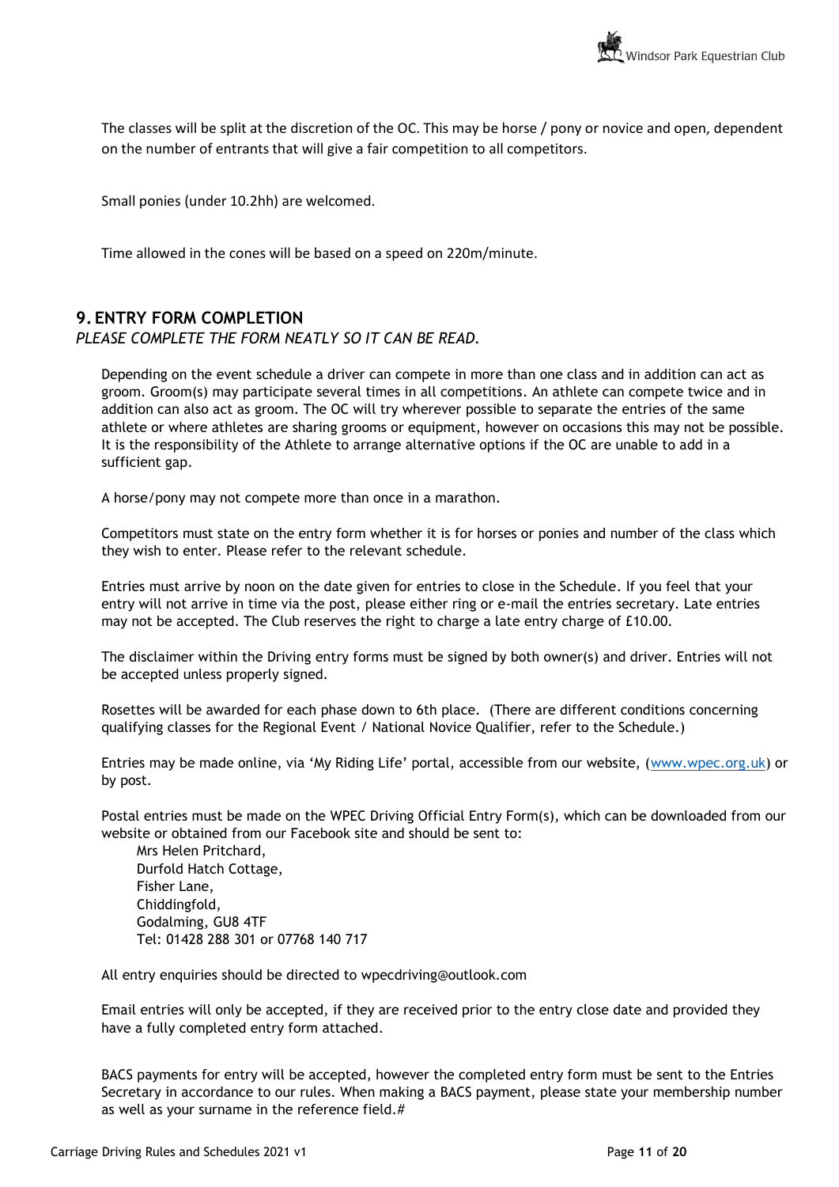The classes will be split at the discretion of the OC. This may be horse / pony or novice and open, dependent on the number of entrants that will give a fair competition to all competitors.

Small ponies (under 10.2hh) are welcomed.

Time allowed in the cones will be based on a speed on 220m/minute.

## 9. ENTRY FORM COMPLETION

*PLEASE COMPLETE THE FORM NEATLY SO IT CAN BE READ.*

Depending on the event schedule a driver can compete in more than one class and in addition can act as groom. Groom(s) may participate several times in all competitions. An athlete can compete twice and in addition can also act as groom. The OC will try wherever possible to separate the entries of the same athlete or where athletes are sharing grooms or equipment, however on occasions this may not be possible. It is the responsibility of the Athlete to arrange alternative options if the OC are unable to add in a sufficient gap.

A horse/pony may not compete more than once in a marathon.

Competitors must state on the entry form whether it is for horses or ponies and number of the class which they wish to enter. Please refer to the relevant schedule.

Entries must arrive by noon on the date given for entries to close in the Schedule. If you feel that your entry will not arrive in time via the post, please either ring or e-mail the entries secretary. Late entries may not be accepted. The Club reserves the right to charge a late entry charge of £10.00.

The disclaimer within the Driving entry forms must be signed by both owner(s) and driver. Entries will not be accepted unless properly signed.

Rosettes will be awarded for each phase down to 6th place. (There are different conditions concerning qualifying classes for the Regional Event / National Novice Qualifier, refer to the Schedule.)

Entries may be made online, via 'My Riding Life' portal, accessible from our website, (www.wpec.org.uk) or by post.

Postal entries must be made on the WPEC Driving Official Entry Form(s), which can be downloaded from our website or obtained from our Facebook site and should be sent to:

Mrs Helen Pritchard,
Durfold Hatch Cottage,
Fisher Lane,
Chiddingfold,
Godalming, GU8 4TF
Tel: 01428 288 301 or 07768 140 717

All entry enquiries should be directed to wpecdriving@outlook.com

Email entries will only be accepted, if they are received prior to the entry close date and provided they have a fully completed entry form attached.

BACS payments for entry will be accepted, however the completed entry form must be sent to the Entries Secretary in accordance to our rules. When making a BACS payment, please state your membership number as well as your surname in the reference field.#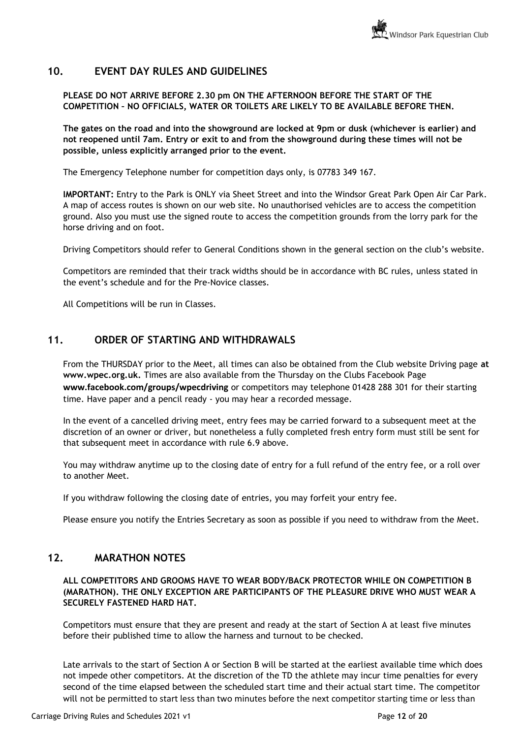## 10. EVENT DAY RULES AND GUIDELINES

**PLEASE DO NOT ARRIVE BEFORE 2.30 pm ON THE AFTERNOON BEFORE THE START OF THE COMPETITION – NO OFFICIALS, WATER OR TOILETS ARE LIKELY TO BE AVAILABLE BEFORE THEN.**

**The gates on the road and into the showground are locked at 9pm or dusk (whichever is earlier) and not reopened until 7am. Entry or exit to and from the showground during these times will not be possible, unless explicitly arranged prior to the event.**

The Emergency Telephone number for competition days only, is 07783 349 167.

**IMPORTANT:** Entry to the Park is ONLY via Sheet Street and into the Windsor Great Park Open Air Car Park. A map of access routes is shown on our web site. No unauthorised vehicles are to access the competition ground. Also you must use the signed route to access the competition grounds from the lorry park for the horse driving and on foot.

Driving Competitors should refer to General Conditions shown in the general section on the club's website.

Competitors are reminded that their track widths should be in accordance with BC rules, unless stated in the event's schedule and for the Pre-Novice classes.

All Competitions will be run in Classes.

## 11. ORDER OF STARTING AND WITHDRAWALS

From the THURSDAY prior to the Meet, all times can also be obtained from the Club website Driving page **at www.wpec.org.uk.** Times are also available from the Thursday on the Clubs Facebook Page **www.facebook.com/groups/wpecdriving** or competitors may telephone 01428 288 301 for their starting time. Have paper and a pencil ready - you may hear a recorded message.

In the event of a cancelled driving meet, entry fees may be carried forward to a subsequent meet at the discretion of an owner or driver, but nonetheless a fully completed fresh entry form must still be sent for that subsequent meet in accordance with rule 6.9 above.

You may withdraw anytime up to the closing date of entry for a full refund of the entry fee, or a roll over to another Meet.

If you withdraw following the closing date of entries, you may forfeit your entry fee.

Please ensure you notify the Entries Secretary as soon as possible if you need to withdraw from the Meet.

## 12. MARATHON NOTES

**ALL COMPETITORS AND GROOMS HAVE TO WEAR BODY/BACK PROTECTOR WHILE ON COMPETITION B (MARATHON). THE ONLY EXCEPTION ARE PARTICIPANTS OF THE PLEASURE DRIVE WHO MUST WEAR A SECURELY FASTENED HARD HAT.**

Competitors must ensure that they are present and ready at the start of Section A at least five minutes before their published time to allow the harness and turnout to be checked.

Late arrivals to the start of Section A or Section B will be started at the earliest available time which does not impede other competitors. At the discretion of the TD the athlete may incur time penalties for every second of the time elapsed between the scheduled start time and their actual start time. The competitor will not be permitted to start less than two minutes before the next competitor starting time or less than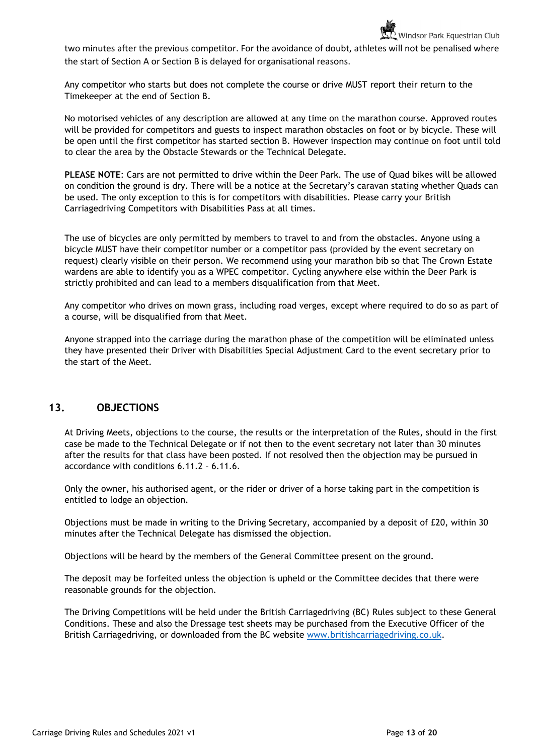two minutes after the previous competitor. For the avoidance of doubt, athletes will not be penalised where the start of Section A or Section B is delayed for organisational reasons.

Any competitor who starts but does not complete the course or drive MUST report their return to the Timekeeper at the end of Section B.

No motorised vehicles of any description are allowed at any time on the marathon course. Approved routes will be provided for competitors and guests to inspect marathon obstacles on foot or by bicycle. These will be open until the first competitor has started section B. However inspection may continue on foot until told to clear the area by the Obstacle Stewards or the Technical Delegate.

**PLEASE NOTE**: Cars are not permitted to drive within the Deer Park. The use of Quad bikes will be allowed on condition the ground is dry. There will be a notice at the Secretary's caravan stating whether Quads can be used. The only exception to this is for competitors with disabilities. Please carry your British Carriagedriving Competitors with Disabilities Pass at all times.

The use of bicycles are only permitted by members to travel to and from the obstacles. Anyone using a bicycle MUST have their competitor number or a competitor pass (provided by the event secretary on request) clearly visible on their person. We recommend using your marathon bib so that The Crown Estate wardens are able to identify you as a WPEC competitor. Cycling anywhere else within the Deer Park is strictly prohibited and can lead to a members disqualification from that Meet.

Any competitor who drives on mown grass, including road verges, except where required to do so as part of a course, will be disqualified from that Meet.

Anyone strapped into the carriage during the marathon phase of the competition will be eliminated unless they have presented their Driver with Disabilities Special Adjustment Card to the event secretary prior to the start of the Meet.

## 13. OBJECTIONS

At Driving Meets, objections to the course, the results or the interpretation of the Rules, should in the first case be made to the Technical Delegate or if not then to the event secretary not later than 30 minutes after the results for that class have been posted. If not resolved then the objection may be pursued in accordance with conditions 6.11.2 – 6.11.6.

Only the owner, his authorised agent, or the rider or driver of a horse taking part in the competition is entitled to lodge an objection.

Objections must be made in writing to the Driving Secretary, accompanied by a deposit of £20, within 30 minutes after the Technical Delegate has dismissed the objection.

Objections will be heard by the members of the General Committee present on the ground.

The deposit may be forfeited unless the objection is upheld or the Committee decides that there were reasonable grounds for the objection.

The Driving Competitions will be held under the British Carriagedriving (BC) Rules subject to these General Conditions. These and also the Dressage test sheets may be purchased from the Executive Officer of the British Carriagedriving, or downloaded from the BC website [www.britishcarriagedriving.co.uk](http://www.britishcarriagedriving.co.uk).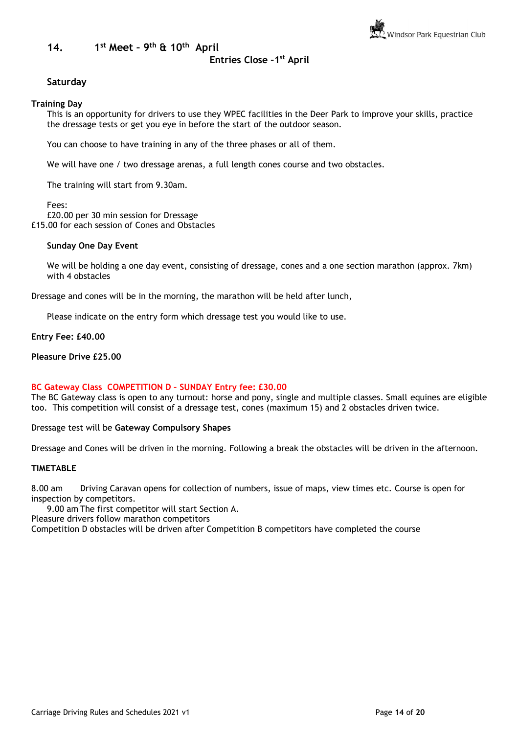## 14. 1st Meet – 9th & 10th April

**Entries Close –1st April**

### Saturday

**Training Day**

This is an opportunity for drivers to use they WPEC facilities in the Deer Park to improve your skills, practice the dressage tests or get you eye in before the start of the outdoor season.

You can choose to have training in any of the three phases or all of them.

We will have one / two dressage arenas, a full length cones course and two obstacles.

The training will start from 9.30am.

Fees:
£20.00 per 30 min session for Dressage
£15.00 for each session of Cones and Obstacles

**Sunday One Day Event**

We will be holding a one day event, consisting of dressage, cones and a one section marathon (approx. 7km) with 4 obstacles

Dressage and cones will be in the morning, the marathon will be held after lunch,

Please indicate on the entry form which dressage test you would like to use.

**Entry Fee: £40.00**

**Pleasure Drive £25.00**

**BC Gateway Class COMPETITION D – SUNDAY Entry fee: £30.00**

The BC Gateway class is open to any turnout: horse and pony, single and multiple classes. Small equines are eligible too. This competition will consist of a dressage test, cones (maximum 15) and 2 obstacles driven twice.

Dressage test will be **Gateway Compulsory Shapes**

Dressage and Cones will be driven in the morning. Following a break the obstacles will be driven in the afternoon.

**TIMETABLE**

8.00 am Driving Caravan opens for collection of numbers, issue of maps, view times etc. Course is open for inspection by competitors.
9.00 am The first competitor will start Section A.
Pleasure drivers follow marathon competitors
Competition D obstacles will be driven after Competition B competitors have completed the course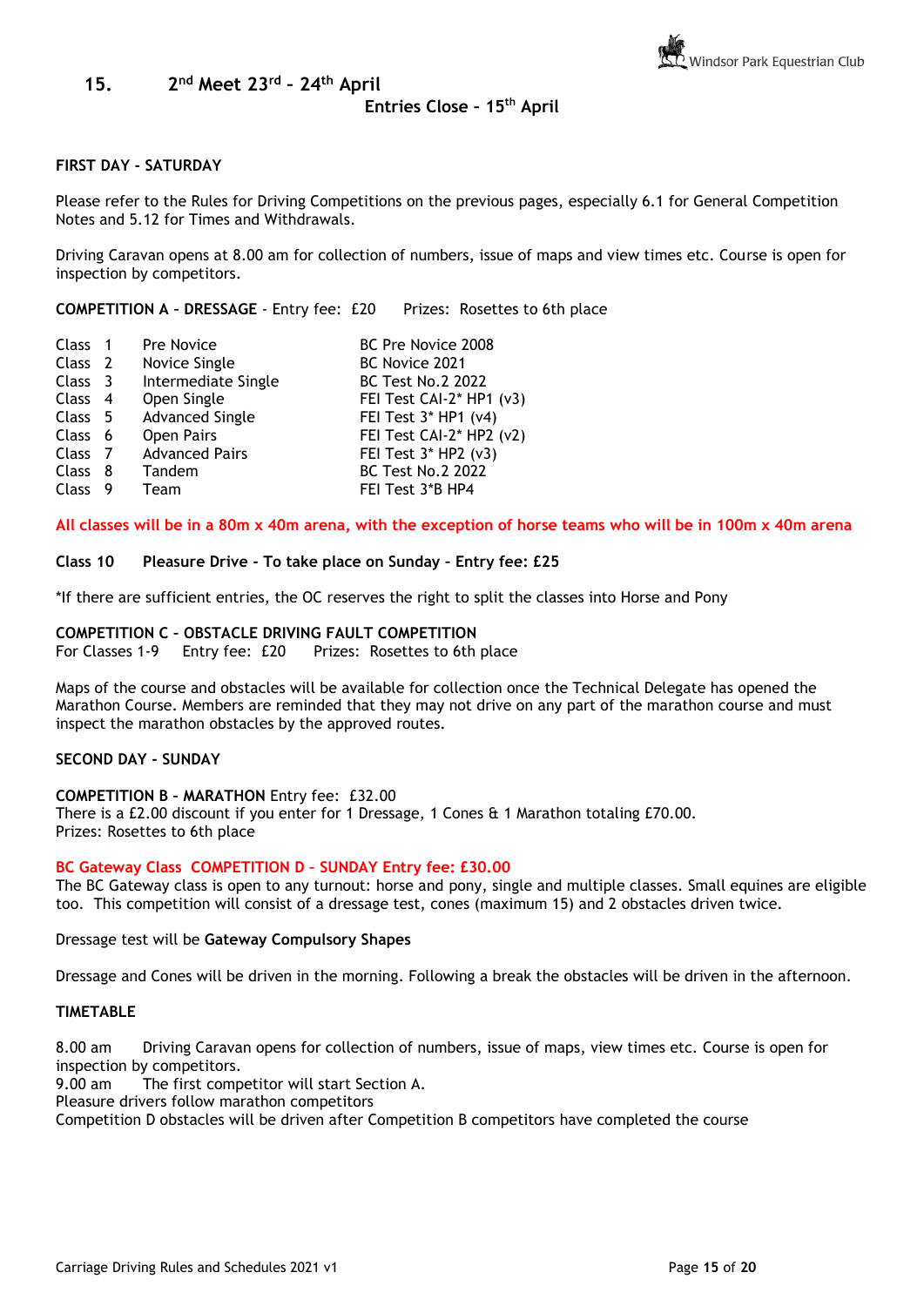## 15. 2nd Meet 23rd – 24th April

**Entries Close – 15th April**

**FIRST DAY - SATURDAY**

Please refer to the Rules for Driving Competitions on the previous pages, especially 6.1 for General Competition Notes and 5.12 for Times and Withdrawals.

Driving Caravan opens at 8.00 am for collection of numbers, issue of maps and view times etc. Course is open for inspection by competitors.

**COMPETITION A – DRESSAGE** - Entry fee: £20 Prizes: Rosettes to 6th place

| | | |
|---|---|---|
| Class 1 | Pre Novice | BC Pre Novice 2008 |
| Class 2 | Novice Single | BC Novice 2021 |
| Class 3 | Intermediate Single | BC Test No.2 2022 |
| Class 4 | Open Single | FEI Test CAI-2* HP1 (v3) |
| Class 5 | Advanced Single | FEI Test 3* HP1 (v4) |
| Class 6 | Open Pairs | FEI Test CAI-2* HP2 (v2) |
| Class 7 | Advanced Pairs | FEI Test 3* HP2 (v3) |
| Class 8 | Tandem | BC Test No.2 2022 |
| Class 9 | Team | FEI Test 3*B HP4 |

**All classes will be in a 80m x 40m arena, with the exception of horse teams who will be in 100m x 40m arena**

**Class 10 Pleasure Drive - To take place on Sunday – Entry fee: £25**

*If there are sufficient entries, the OC reserves the right to split the classes into Horse and Pony

**COMPETITION C – OBSTACLE DRIVING FAULT COMPETITION**
For Classes 1-9 Entry fee: £20 Prizes: Rosettes to 6th place

Maps of the course and obstacles will be available for collection once the Technical Delegate has opened the Marathon Course. Members are reminded that they may not drive on any part of the marathon course and must inspect the marathon obstacles by the approved routes.

**SECOND DAY - SUNDAY**

**COMPETITION B – MARATHON** Entry fee: £32.00
There is a £2.00 discount if you enter for 1 Dressage, 1 Cones & 1 Marathon totaling £70.00.
Prizes: Rosettes to 6th place

**BC Gateway Class COMPETITION D – SUNDAY Entry fee: £30.00**
The BC Gateway class is open to any turnout: horse and pony, single and multiple classes. Small equines are eligible too. This competition will consist of a dressage test, cones (maximum 15) and 2 obstacles driven twice.

Dressage test will be **Gateway Compulsory Shapes**

Dressage and Cones will be driven in the morning. Following a break the obstacles will be driven in the afternoon.

**TIMETABLE**

8.00 am Driving Caravan opens for collection of numbers, issue of maps, view times etc. Course is open for inspection by competitors.
9.00 am The first competitor will start Section A.
Pleasure drivers follow marathon competitors
Competition D obstacles will be driven after Competition B competitors have completed the course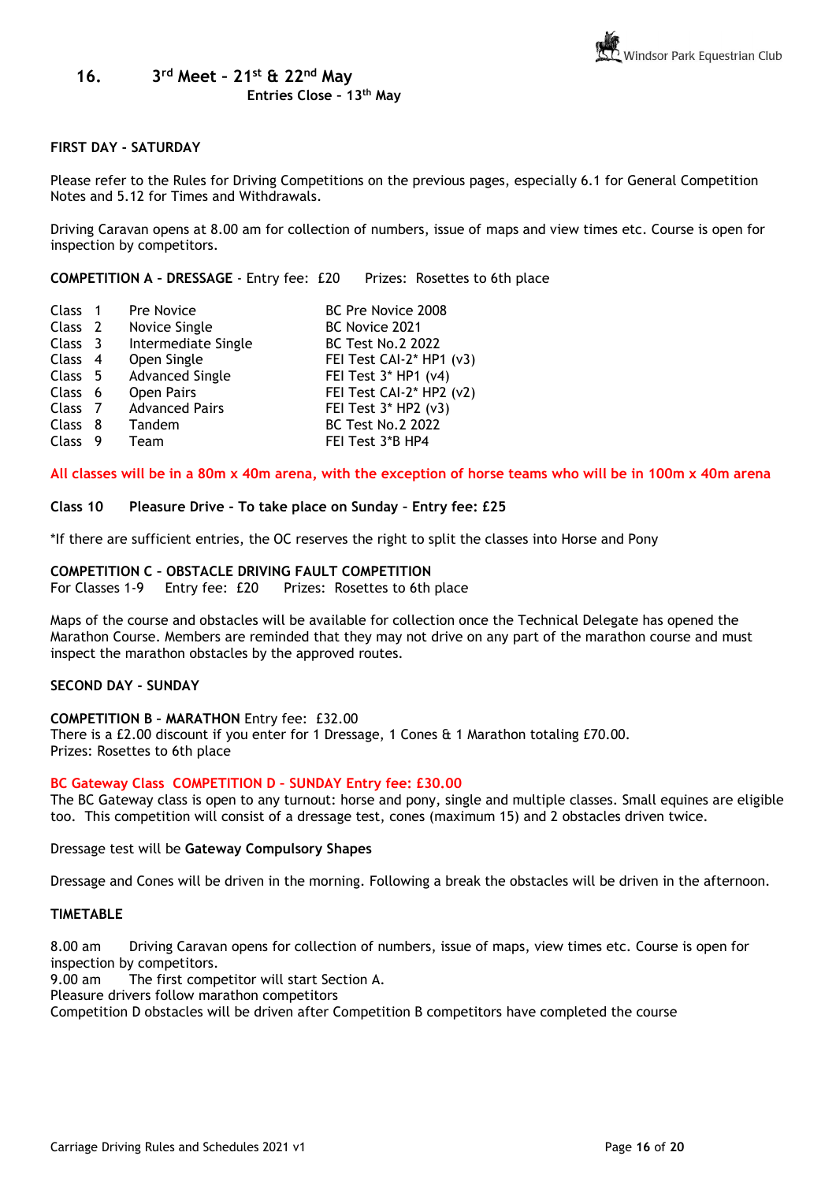## 16. 3rd Meet – 21st & 22nd May

**Entries Close – 13th May**

**FIRST DAY - SATURDAY**

Please refer to the Rules for Driving Competitions on the previous pages, especially 6.1 for General Competition Notes and 5.12 for Times and Withdrawals.

Driving Caravan opens at 8.00 am for collection of numbers, issue of maps and view times etc. Course is open for inspection by competitors.

**COMPETITION A – DRESSAGE** - Entry fee: £20 Prizes: Rosettes to 6th place

| Class | Name | Test |
|---|---|---|
| Class 1 | Pre Novice | BC Pre Novice 2008 |
| Class 2 | Novice Single | BC Novice 2021 |
| Class 3 | Intermediate Single | BC Test No.2 2022 |
| Class 4 | Open Single | FEI Test CAI-2* HP1 (v3) |
| Class 5 | Advanced Single | FEI Test 3* HP1 (v4) |
| Class 6 | Open Pairs | FEI Test CAI-2* HP2 (v2) |
| Class 7 | Advanced Pairs | FEI Test 3* HP2 (v3) |
| Class 8 | Tandem | BC Test No.2 2022 |
| Class 9 | Team | FEI Test 3*B HP4 |

**All classes will be in a 80m x 40m arena, with the exception of horse teams who will be in 100m x 40m arena**

**Class 10 Pleasure Drive - To take place on Sunday – Entry fee: £25**

*If there are sufficient entries, the OC reserves the right to split the classes into Horse and Pony

**COMPETITION C – OBSTACLE DRIVING FAULT COMPETITION**
For Classes 1-9 Entry fee: £20 Prizes: Rosettes to 6th place

Maps of the course and obstacles will be available for collection once the Technical Delegate has opened the Marathon Course. Members are reminded that they may not drive on any part of the marathon course and must inspect the marathon obstacles by the approved routes.

**SECOND DAY - SUNDAY**

**COMPETITION B – MARATHON** Entry fee: £32.00
There is a £2.00 discount if you enter for 1 Dressage, 1 Cones & 1 Marathon totaling £70.00.
Prizes: Rosettes to 6th place

**BC Gateway Class COMPETITION D – SUNDAY Entry fee: £30.00**
The BC Gateway class is open to any turnout: horse and pony, single and multiple classes. Small equines are eligible too. This competition will consist of a dressage test, cones (maximum 15) and 2 obstacles driven twice.

Dressage test will be **Gateway Compulsory Shapes**

Dressage and Cones will be driven in the morning. Following a break the obstacles will be driven in the afternoon.

**TIMETABLE**

8.00 am Driving Caravan opens for collection of numbers, issue of maps, view times etc. Course is open for inspection by competitors.
9.00 am The first competitor will start Section A.
Pleasure drivers follow marathon competitors
Competition D obstacles will be driven after Competition B competitors have completed the course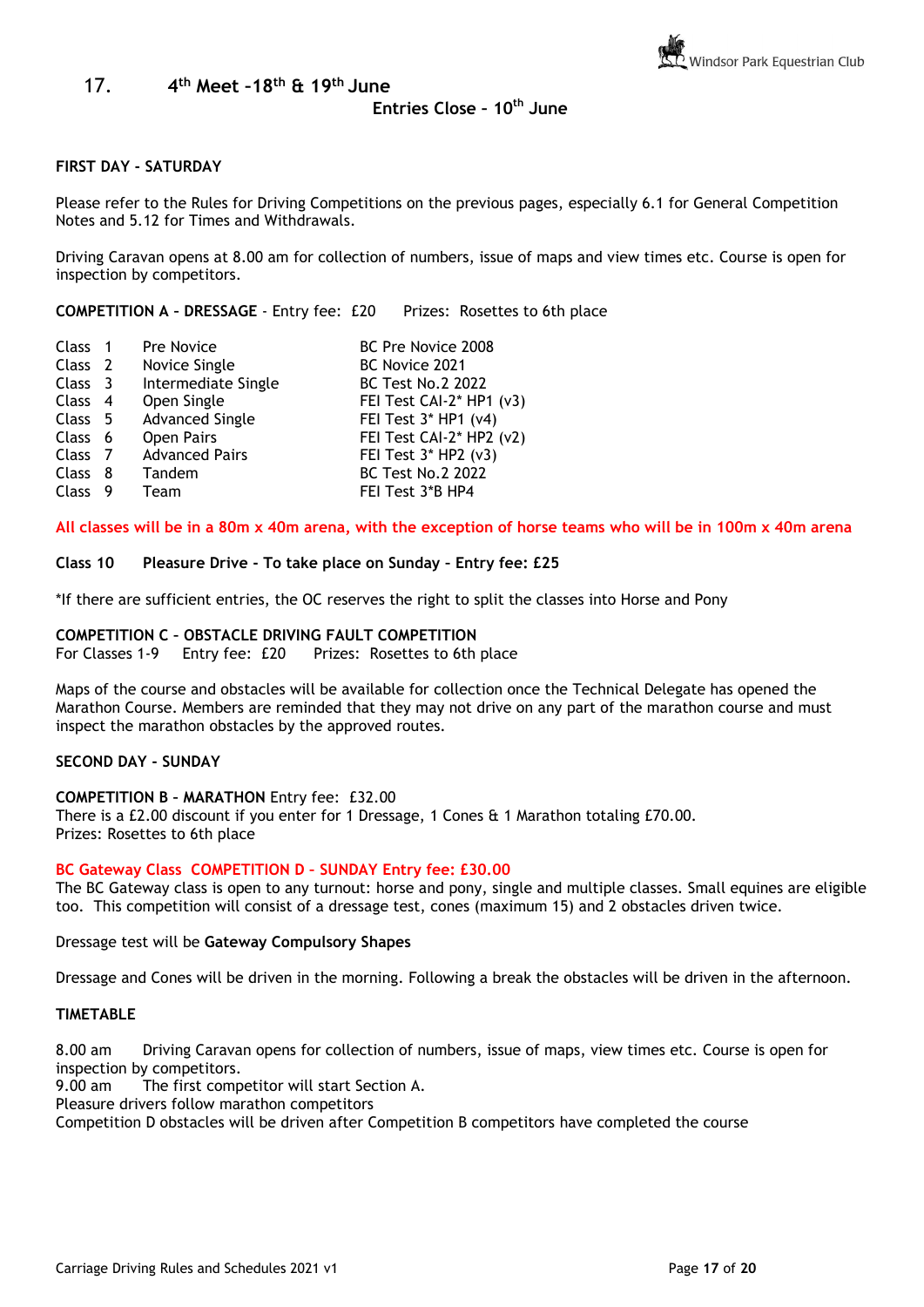## 17. 4th Meet –18th & 19th June

**Entries Close – 10th June**

**FIRST DAY - SATURDAY**

Please refer to the Rules for Driving Competitions on the previous pages, especially 6.1 for General Competition Notes and 5.12 for Times and Withdrawals.

Driving Caravan opens at 8.00 am for collection of numbers, issue of maps and view times etc. Course is open for inspection by competitors.

**COMPETITION A – DRESSAGE** - Entry fee: £20 Prizes: Rosettes to 6th place

| | | |
|---|---|---|
| Class 1 | Pre Novice | BC Pre Novice 2008 |
| Class 2 | Novice Single | BC Novice 2021 |
| Class 3 | Intermediate Single | BC Test No.2 2022 |
| Class 4 | Open Single | FEI Test CAI-2* HP1 (v3) |
| Class 5 | Advanced Single | FEI Test 3* HP1 (v4) |
| Class 6 | Open Pairs | FEI Test CAI-2* HP2 (v2) |
| Class 7 | Advanced Pairs | FEI Test 3* HP2 (v3) |
| Class 8 | Tandem | BC Test No.2 2022 |
| Class 9 | Team | FEI Test 3*B HP4 |

**All classes will be in a 80m x 40m arena, with the exception of horse teams who will be in 100m x 40m arena**

**Class 10 Pleasure Drive - To take place on Sunday – Entry fee: £25**

*If there are sufficient entries, the OC reserves the right to split the classes into Horse and Pony

**COMPETITION C – OBSTACLE DRIVING FAULT COMPETITION**
For Classes 1-9 Entry fee: £20 Prizes: Rosettes to 6th place

Maps of the course and obstacles will be available for collection once the Technical Delegate has opened the Marathon Course. Members are reminded that they may not drive on any part of the marathon course and must inspect the marathon obstacles by the approved routes.

**SECOND DAY - SUNDAY**

**COMPETITION B – MARATHON** Entry fee: £32.00
There is a £2.00 discount if you enter for 1 Dressage, 1 Cones & 1 Marathon totaling £70.00.
Prizes: Rosettes to 6th place

**BC Gateway Class COMPETITION D – SUNDAY Entry fee: £30.00**
The BC Gateway class is open to any turnout: horse and pony, single and multiple classes. Small equines are eligible too. This competition will consist of a dressage test, cones (maximum 15) and 2 obstacles driven twice.

Dressage test will be **Gateway Compulsory Shapes**

Dressage and Cones will be driven in the morning. Following a break the obstacles will be driven in the afternoon.

**TIMETABLE**

8.00 am Driving Caravan opens for collection of numbers, issue of maps, view times etc. Course is open for inspection by competitors.
9.00 am The first competitor will start Section A.
Pleasure drivers follow marathon competitors
Competition D obstacles will be driven after Competition B competitors have completed the course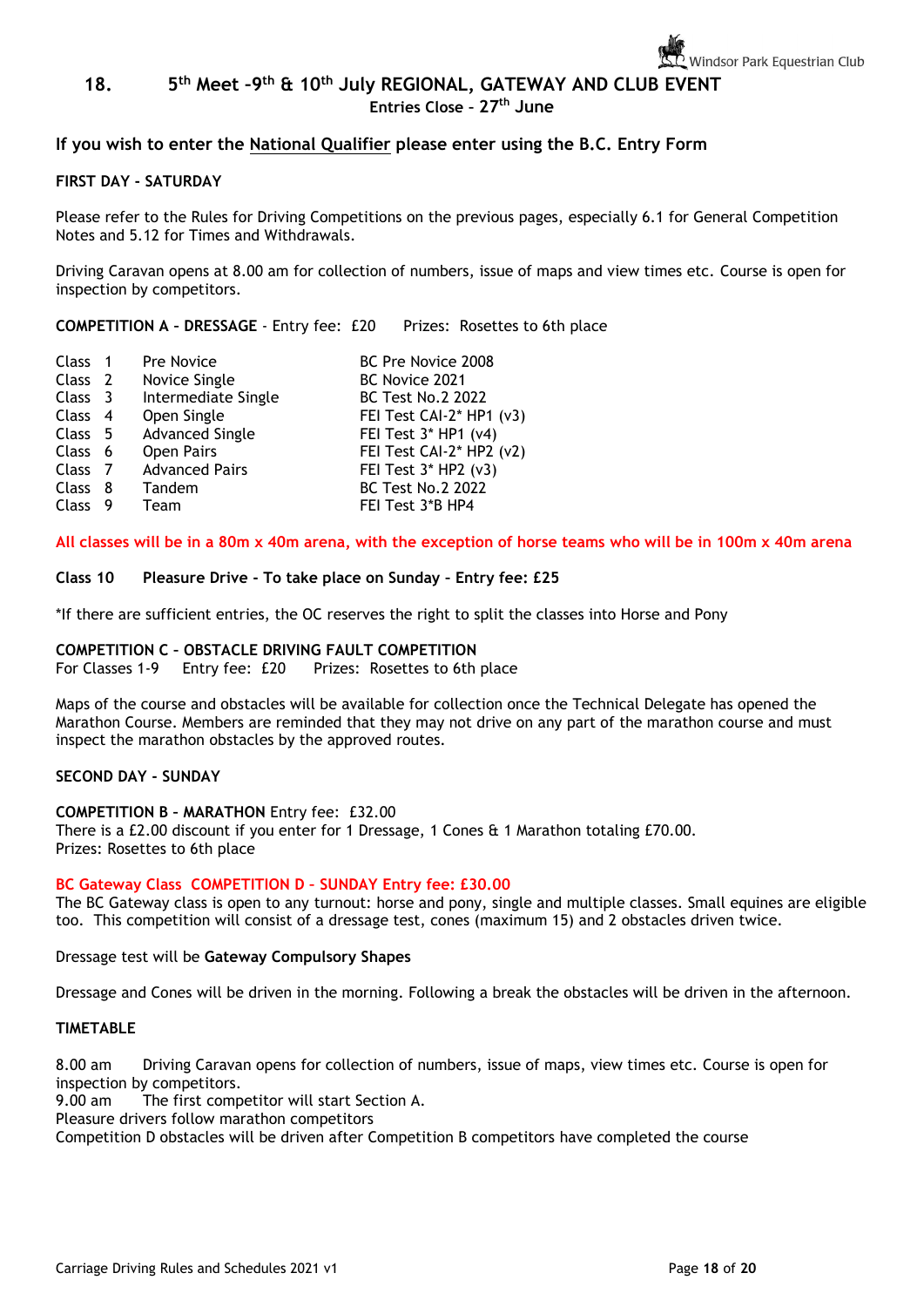## 18. 5th Meet -9th & 10th July REGIONAL, GATEWAY AND CLUB EVENT

**Entries Close – 27th June**

**If you wish to enter the National Qualifier please enter using the B.C. Entry Form**

**FIRST DAY - SATURDAY**

Please refer to the Rules for Driving Competitions on the previous pages, especially 6.1 for General Competition Notes and 5.12 for Times and Withdrawals.

Driving Caravan opens at 8.00 am for collection of numbers, issue of maps and view times etc. Course is open for inspection by competitors.

**COMPETITION A – DRESSAGE** - Entry fee: £20 Prizes: Rosettes to 6th place

| | | |
|---|---|---|
| Class 1 | Pre Novice | BC Pre Novice 2008 |
| Class 2 | Novice Single | BC Novice 2021 |
| Class 3 | Intermediate Single | BC Test No.2 2022 |
| Class 4 | Open Single | FEI Test CAI-2* HP1 (v3) |
| Class 5 | Advanced Single | FEI Test 3* HP1 (v4) |
| Class 6 | Open Pairs | FEI Test CAI-2* HP2 (v2) |
| Class 7 | Advanced Pairs | FEI Test 3* HP2 (v3) |
| Class 8 | Tandem | BC Test No.2 2022 |
| Class 9 | Team | FEI Test 3*B HP4 |

**All classes will be in a 80m x 40m arena, with the exception of horse teams who will be in 100m x 40m arena**

**Class 10 Pleasure Drive - To take place on Sunday – Entry fee: £25**

*If there are sufficient entries, the OC reserves the right to split the classes into Horse and Pony

**COMPETITION C – OBSTACLE DRIVING FAULT COMPETITION**
For Classes 1-9 Entry fee: £20 Prizes: Rosettes to 6th place

Maps of the course and obstacles will be available for collection once the Technical Delegate has opened the Marathon Course. Members are reminded that they may not drive on any part of the marathon course and must inspect the marathon obstacles by the approved routes.

**SECOND DAY - SUNDAY**

**COMPETITION B – MARATHON** Entry fee: £32.00
There is a £2.00 discount if you enter for 1 Dressage, 1 Cones & 1 Marathon totaling £70.00.
Prizes: Rosettes to 6th place

**BC Gateway Class COMPETITION D – SUNDAY Entry fee: £30.00**
The BC Gateway class is open to any turnout: horse and pony, single and multiple classes. Small equines are eligible too. This competition will consist of a dressage test, cones (maximum 15) and 2 obstacles driven twice.

Dressage test will be **Gateway Compulsory Shapes**

Dressage and Cones will be driven in the morning. Following a break the obstacles will be driven in the afternoon.

**TIMETABLE**

8.00 am Driving Caravan opens for collection of numbers, issue of maps, view times etc. Course is open for inspection by competitors.
9.00 am The first competitor will start Section A.
Pleasure drivers follow marathon competitors
Competition D obstacles will be driven after Competition B competitors have completed the course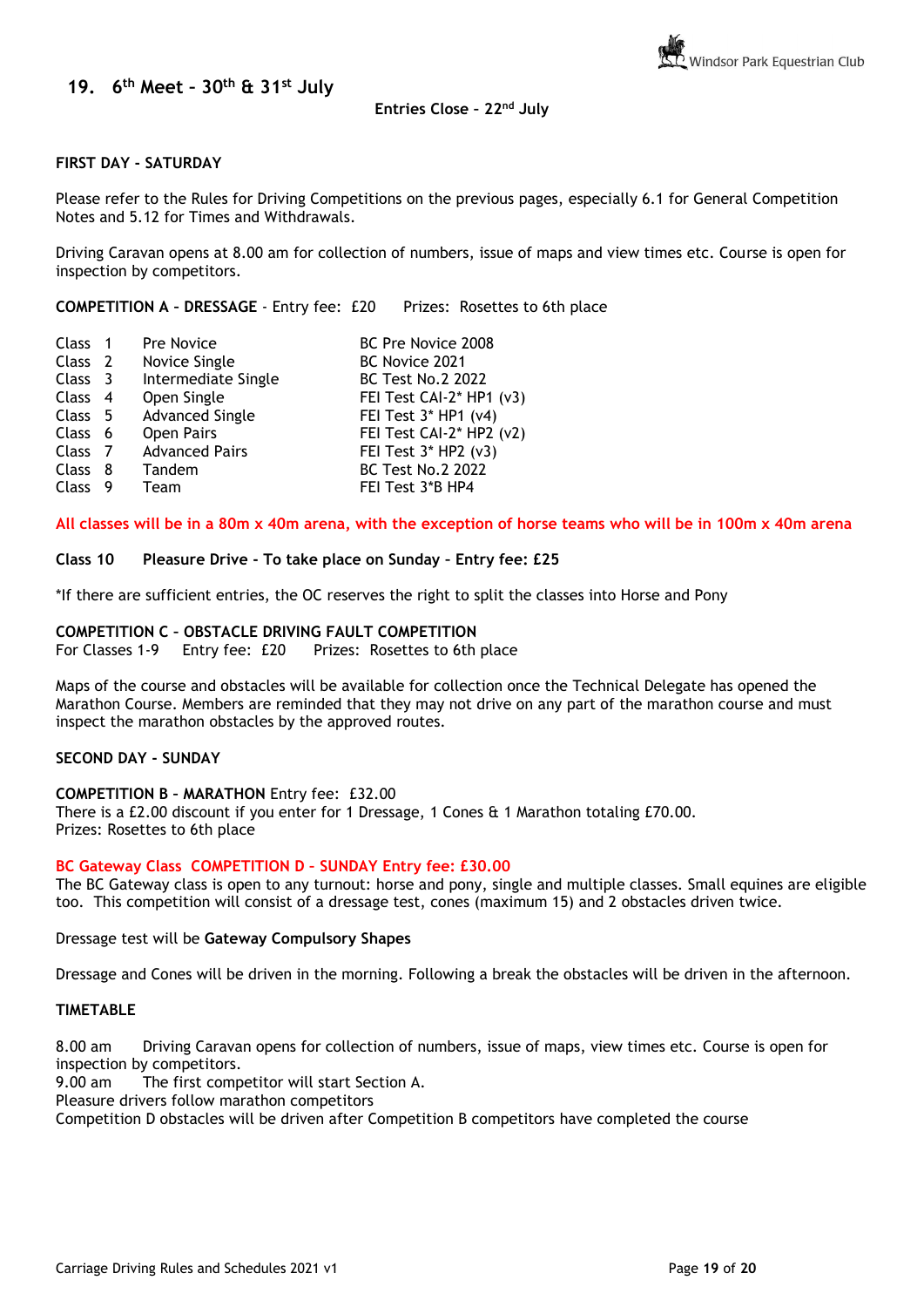## 19. 6th Meet – 30th & 31st July

**Entries Close – 22nd July**

**FIRST DAY - SATURDAY**

Please refer to the Rules for Driving Competitions on the previous pages, especially 6.1 for General Competition Notes and 5.12 for Times and Withdrawals.

Driving Caravan opens at 8.00 am for collection of numbers, issue of maps and view times etc. Course is open for inspection by competitors.

**COMPETITION A – DRESSAGE** - Entry fee: £20 Prizes: Rosettes to 6th place

| | | |
|---|---|---|
| Class 1 | Pre Novice | BC Pre Novice 2008 |
| Class 2 | Novice Single | BC Novice 2021 |
| Class 3 | Intermediate Single | BC Test No.2 2022 |
| Class 4 | Open Single | FEI Test CAI-2* HP1 (v3) |
| Class 5 | Advanced Single | FEI Test 3* HP1 (v4) |
| Class 6 | Open Pairs | FEI Test CAI-2* HP2 (v2) |
| Class 7 | Advanced Pairs | FEI Test 3* HP2 (v3) |
| Class 8 | Tandem | BC Test No.2 2022 |
| Class 9 | Team | FEI Test 3*B HP4 |

**All classes will be in a 80m x 40m arena, with the exception of horse teams who will be in 100m x 40m arena**

**Class 10 Pleasure Drive - To take place on Sunday – Entry fee: £25**

*If there are sufficient entries, the OC reserves the right to split the classes into Horse and Pony

**COMPETITION C – OBSTACLE DRIVING FAULT COMPETITION**
For Classes 1-9 Entry fee: £20 Prizes: Rosettes to 6th place

Maps of the course and obstacles will be available for collection once the Technical Delegate has opened the Marathon Course. Members are reminded that they may not drive on any part of the marathon course and must inspect the marathon obstacles by the approved routes.

**SECOND DAY - SUNDAY**

**COMPETITION B – MARATHON** Entry fee: £32.00
There is a £2.00 discount if you enter for 1 Dressage, 1 Cones & 1 Marathon totaling £70.00.
Prizes: Rosettes to 6th place

**BC Gateway Class COMPETITION D – SUNDAY Entry fee: £30.00**
The BC Gateway class is open to any turnout: horse and pony, single and multiple classes. Small equines are eligible too. This competition will consist of a dressage test, cones (maximum 15) and 2 obstacles driven twice.

Dressage test will be **Gateway Compulsory Shapes**

Dressage and Cones will be driven in the morning. Following a break the obstacles will be driven in the afternoon.

**TIMETABLE**

8.00 am Driving Caravan opens for collection of numbers, issue of maps, view times etc. Course is open for inspection by competitors.
9.00 am The first competitor will start Section A.
Pleasure drivers follow marathon competitors
Competition D obstacles will be driven after Competition B competitors have completed the course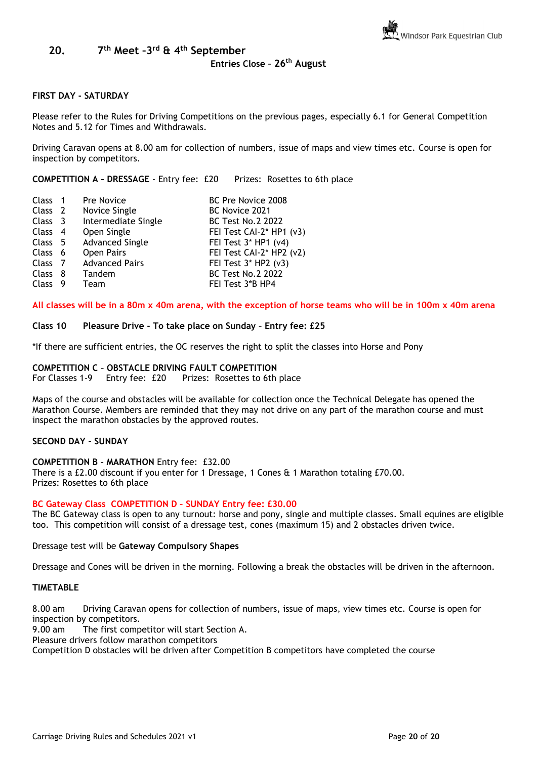## 20. 7th Meet –3rd & 4th September

**Entries Close – 26th August**

**FIRST DAY - SATURDAY**

Please refer to the Rules for Driving Competitions on the previous pages, especially 6.1 for General Competition Notes and 5.12 for Times and Withdrawals.

Driving Caravan opens at 8.00 am for collection of numbers, issue of maps and view times etc. Course is open for inspection by competitors.

**COMPETITION A – DRESSAGE** - Entry fee: £20 Prizes: Rosettes to 6th place

| | | |
|---|---|---|
| Class 1 | Pre Novice | BC Pre Novice 2008 |
| Class 2 | Novice Single | BC Novice 2021 |
| Class 3 | Intermediate Single | BC Test No.2 2022 |
| Class 4 | Open Single | FEI Test CAI-2* HP1 (v3) |
| Class 5 | Advanced Single | FEI Test 3* HP1 (v4) |
| Class 6 | Open Pairs | FEI Test CAI-2* HP2 (v2) |
| Class 7 | Advanced Pairs | FEI Test 3* HP2 (v3) |
| Class 8 | Tandem | BC Test No.2 2022 |
| Class 9 | Team | FEI Test 3*B HP4 |

**All classes will be in a 80m x 40m arena, with the exception of horse teams who will be in 100m x 40m arena**

**Class 10 Pleasure Drive - To take place on Sunday – Entry fee: £25**

*If there are sufficient entries, the OC reserves the right to split the classes into Horse and Pony

**COMPETITION C – OBSTACLE DRIVING FAULT COMPETITION**
For Classes 1-9 Entry fee: £20 Prizes: Rosettes to 6th place

Maps of the course and obstacles will be available for collection once the Technical Delegate has opened the Marathon Course. Members are reminded that they may not drive on any part of the marathon course and must inspect the marathon obstacles by the approved routes.

**SECOND DAY - SUNDAY**

**COMPETITION B – MARATHON** Entry fee: £32.00
There is a £2.00 discount if you enter for 1 Dressage, 1 Cones & 1 Marathon totaling £70.00.
Prizes: Rosettes to 6th place

**BC Gateway Class COMPETITION D – SUNDAY Entry fee: £30.00**
The BC Gateway class is open to any turnout: horse and pony, single and multiple classes. Small equines are eligible too. This competition will consist of a dressage test, cones (maximum 15) and 2 obstacles driven twice.

Dressage test will be **Gateway Compulsory Shapes**

Dressage and Cones will be driven in the morning. Following a break the obstacles will be driven in the afternoon.

**TIMETABLE**

8.00 am Driving Caravan opens for collection of numbers, issue of maps, view times etc. Course is open for inspection by competitors.
9.00 am The first competitor will start Section A.
Pleasure drivers follow marathon competitors
Competition D obstacles will be driven after Competition B competitors have completed the course